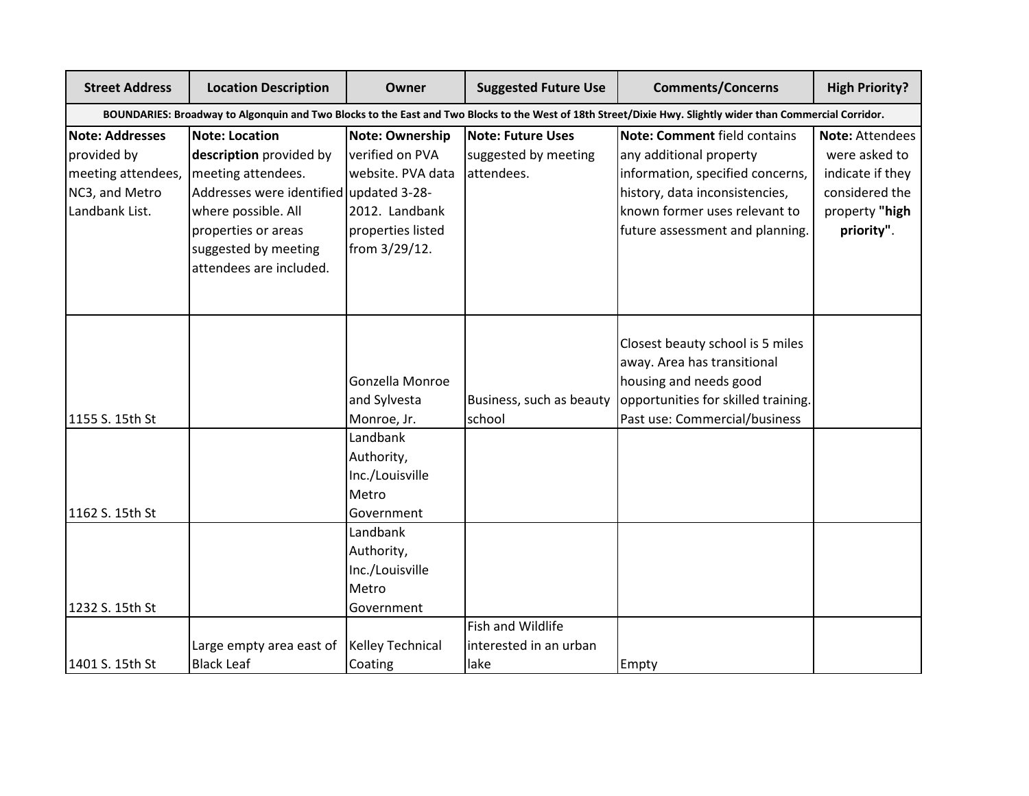| Street Address | Location Description | Owner | Suggested Future Use | Comments/Concerns | High Priority? |
|---|---|---|---|---|---|
| BOUNDARIES: Broadway to Algonquin and Two Blocks to the East and Two Blocks to the West of 18th Street/Dixie Hwy. Slightly wider than Commercial Corridor. | | | | | |
| **Note: Addresses** provided by meeting attendees, NC3, and Metro Landbank List. | **Note: Location description** provided by meeting attendees. Addresses were identified where possible. All properties or areas suggested by meeting attendees are included. | **Note: Ownership** verified on PVA website. PVA data updated 3-28-2012. Landbank properties listed from 3/29/12. | **Note: Future Uses** suggested by meeting attendees. | **Note: Comment** field contains any additional property information, specified concerns, history, data inconsistencies, known former uses relevant to future assessment and planning. | **Note:** Attendees were asked to indicate if they considered the property **"high priority"**. |
| 1155 S. 15th St | | Gonzella Monroe and Sylvesta Monroe, Jr. | Business, such as beauty school | Closest beauty school is 5 miles away. Area has transitional housing and needs good opportunities for skilled training. Past use: Commercial/business | |
| 1162 S. 15th St | | Landbank Authority, Inc./Louisville Metro Government | | | |
| 1232 S. 15th St | | Landbank Authority, Inc./Louisville Metro Government | | | |
| 1401 S. 15th St | Large empty area east of Black Leaf | Kelley Technical Coating | Fish and Wildlife interested in an urban lake | Empty | |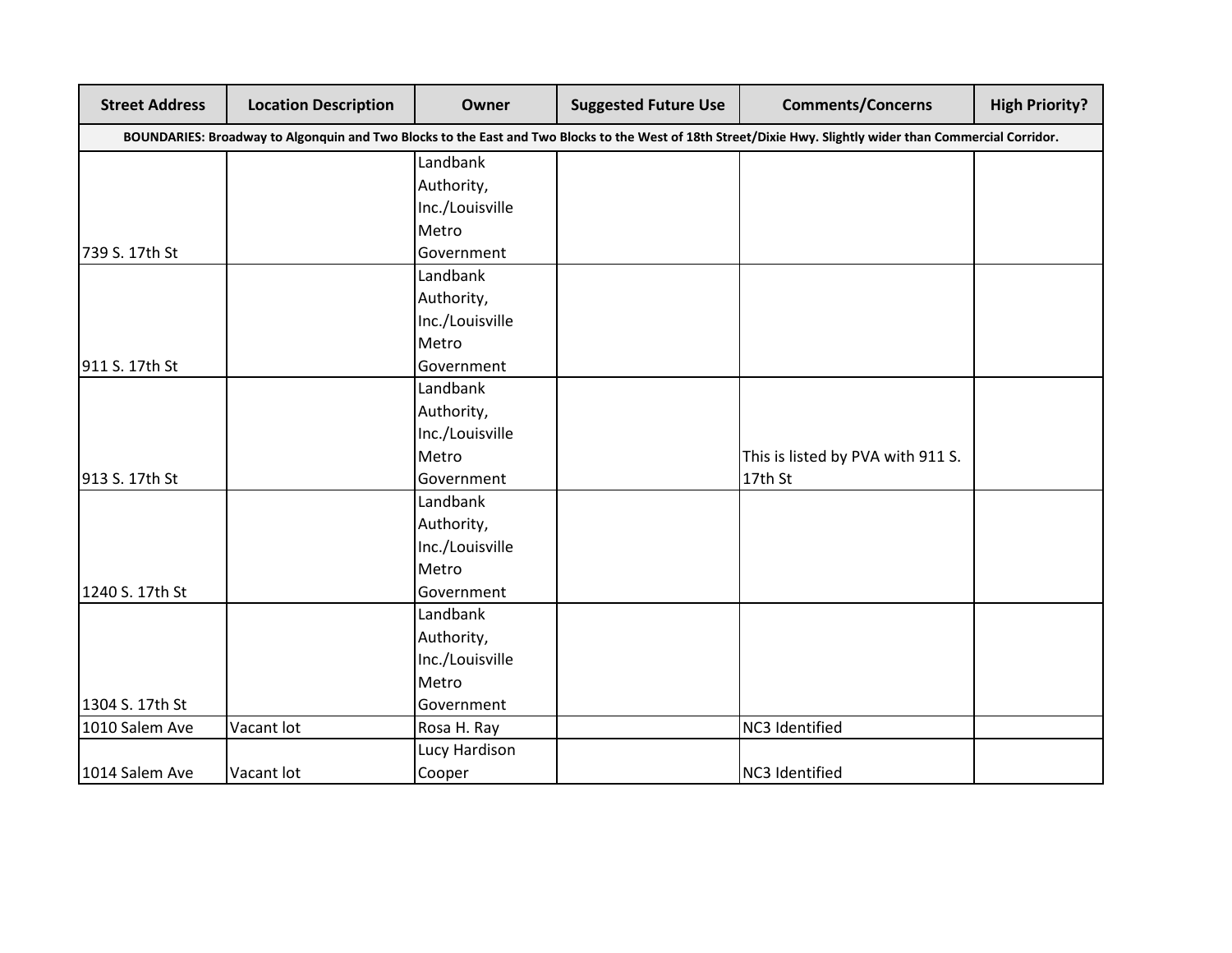| Street Address | Location Description | Owner | Suggested Future Use | Comments/Concerns | High Priority? |
|---|---|---|---|---|---|
| **BOUNDARIES: Broadway to Algonquin and Two Blocks to the East and Two Blocks to the West of 18th Street/Dixie Hwy. Slightly wider than Commercial Corridor.** | | | | | |
| 739 S. 17th St | | Landbank Authority, Inc./Louisville Metro Government | | | |
| 911 S. 17th St | | Landbank Authority, Inc./Louisville Metro Government | | | |
| 913 S. 17th St | | Landbank Authority, Inc./Louisville Metro Government | | This is listed by PVA with 911 S. 17th St | |
| 1240 S. 17th St | | Landbank Authority, Inc./Louisville Metro Government | | | |
| 1304 S. 17th St | | Landbank Authority, Inc./Louisville Metro Government | | | |
| 1010 Salem Ave | Vacant lot | Rosa H. Ray | | NC3 Identified | |
| 1014 Salem Ave | Vacant lot | Lucy Hardison Cooper | | NC3 Identified | |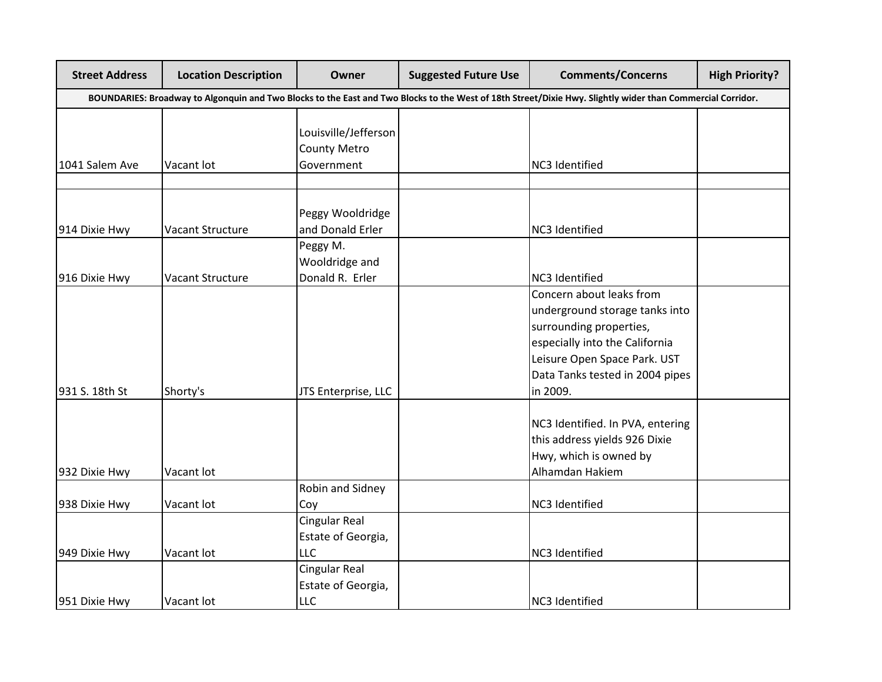| Street Address | Location Description | Owner | Suggested Future Use | Comments/Concerns | High Priority? |
|---|---|---|---|---|---|
| **BOUNDARIES: Broadway to Algonquin and Two Blocks to the East and Two Blocks to the West of 18th Street/Dixie Hwy. Slightly wider than Commercial Corridor.** | | | | | |
| 1041 Salem Ave | Vacant lot | Louisville/Jefferson County Metro Government | | NC3 Identified | |
| | | | | | |
| 914 Dixie Hwy | Vacant Structure | Peggy Wooldridge and Donald Erler | | NC3 Identified | |
| 916 Dixie Hwy | Vacant Structure | Peggy M. Wooldridge and Donald R. Erler | | NC3 Identified | |
| 931 S. 18th St | Shorty's | JTS Enterprise, LLC | | Concern about leaks from underground storage tanks into surrounding properties, especially into the California Leisure Open Space Park. UST Data Tanks tested in 2004 pipes in 2009. | |
| 932 Dixie Hwy | Vacant lot | | | NC3 Identified. In PVA, entering this address yields 926 Dixie Hwy, which is owned by Alhamdan Hakiem | |
| 938 Dixie Hwy | Vacant lot | Robin and Sidney Coy | | NC3 Identified | |
| 949 Dixie Hwy | Vacant lot | Cingular Real Estate of Georgia, LLC | | NC3 Identified | |
| 951 Dixie Hwy | Vacant lot | Cingular Real Estate of Georgia, LLC | | NC3 Identified | |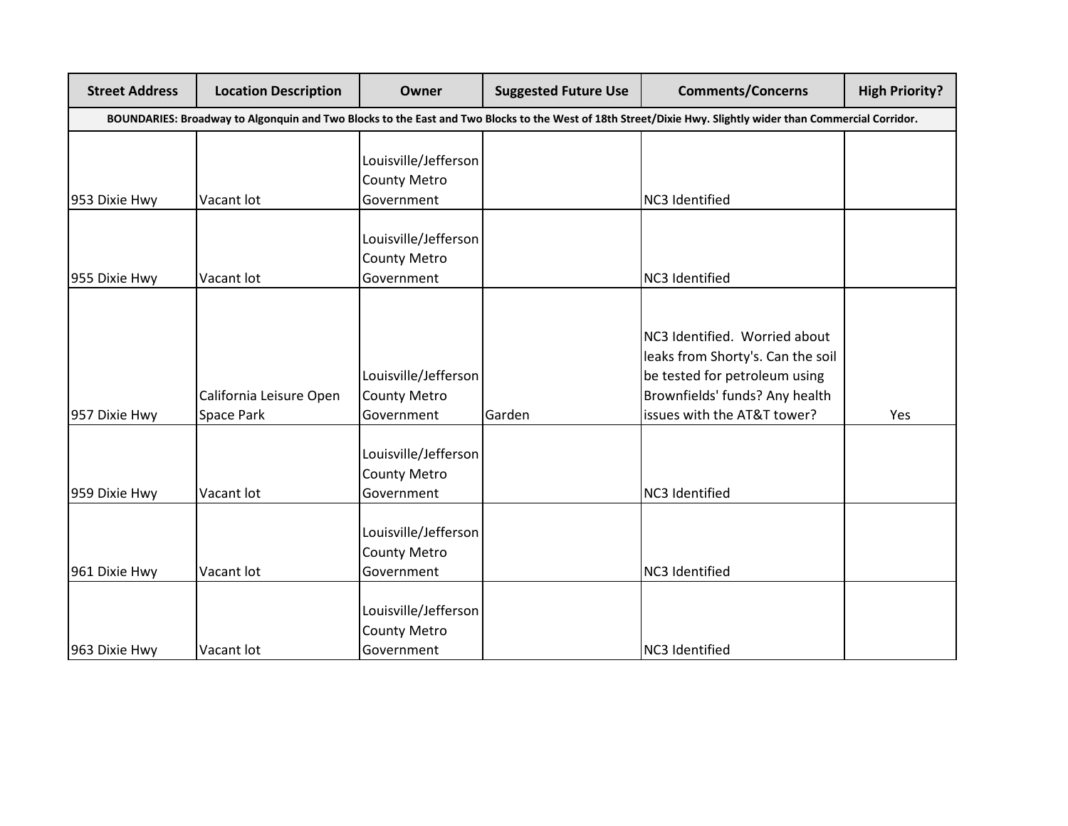| Street Address | Location Description | Owner | Suggested Future Use | Comments/Concerns | High Priority? |
|---|---|---|---|---|---|
| **BOUNDARIES: Broadway to Algonquin and Two Blocks to the East and Two Blocks to the West of 18th Street/Dixie Hwy. Slightly wider than Commercial Corridor.** | | | | | |
| 953 Dixie Hwy | Vacant lot | Louisville/Jefferson County Metro Government | | NC3 Identified | |
| 955 Dixie Hwy | Vacant lot | Louisville/Jefferson County Metro Government | | NC3 Identified | |
| 957 Dixie Hwy | California Leisure Open Space Park | Louisville/Jefferson County Metro Government | Garden | NC3 Identified. Worried about leaks from Shorty's. Can the soil be tested for petroleum using Brownfields' funds? Any health issues with the AT&T tower? | Yes |
| 959 Dixie Hwy | Vacant lot | Louisville/Jefferson County Metro Government | | NC3 Identified | |
| 961 Dixie Hwy | Vacant lot | Louisville/Jefferson County Metro Government | | NC3 Identified | |
| 963 Dixie Hwy | Vacant lot | Louisville/Jefferson County Metro Government | | NC3 Identified | |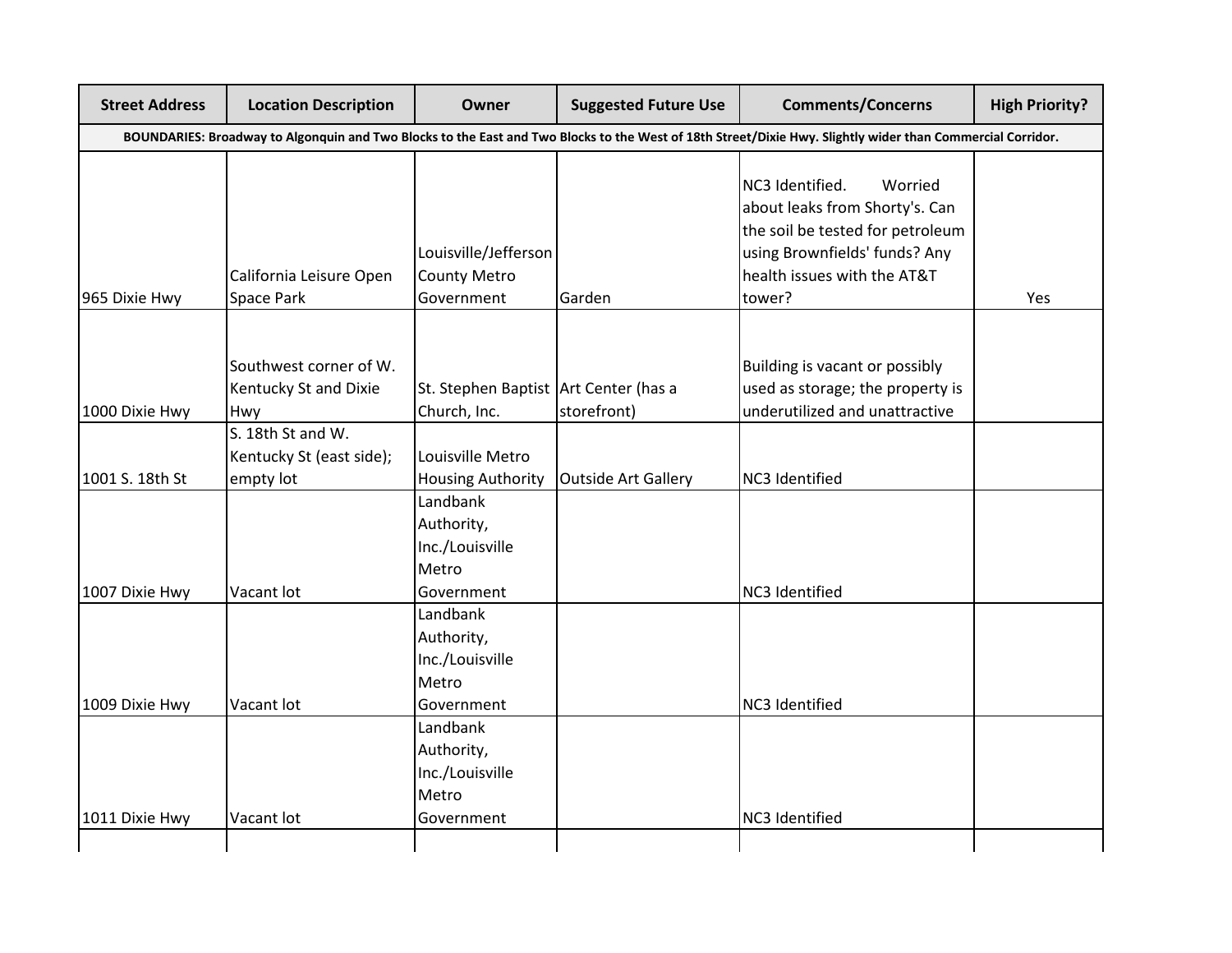| Street Address | Location Description | Owner | Suggested Future Use | Comments/Concerns | High Priority? |
|---|---|---|---|---|---|
| **BOUNDARIES: Broadway to Algonquin and Two Blocks to the East and Two Blocks to the West of 18th Street/Dixie Hwy. Slightly wider than Commercial Corridor.** | | | | | |
| 965 Dixie Hwy | California Leisure Open Space Park | Louisville/Jefferson County Metro Government | Garden | NC3 Identified. Worried about leaks from Shorty's. Can the soil be tested for petroleum using Brownfields' funds? Any health issues with the AT&T tower? | Yes |
| 1000 Dixie Hwy | Southwest corner of W. Kentucky St and Dixie Hwy | St. Stephen Baptist Church, Inc. | Art Center (has a storefront) | Building is vacant or possibly used as storage; the property is underutilized and unattractive | |
| 1001 S. 18th St | S. 18th St and W. Kentucky St (east side); empty lot | Louisville Metro Housing Authority | Outside Art Gallery | NC3 Identified | |
| 1007 Dixie Hwy | Vacant lot | Landbank Authority, Inc./Louisville Metro Government | | NC3 Identified | |
| 1009 Dixie Hwy | Vacant lot | Landbank Authority, Inc./Louisville Metro Government | | NC3 Identified | |
| 1011 Dixie Hwy | Vacant lot | Landbank Authority, Inc./Louisville Metro Government | | NC3 Identified | |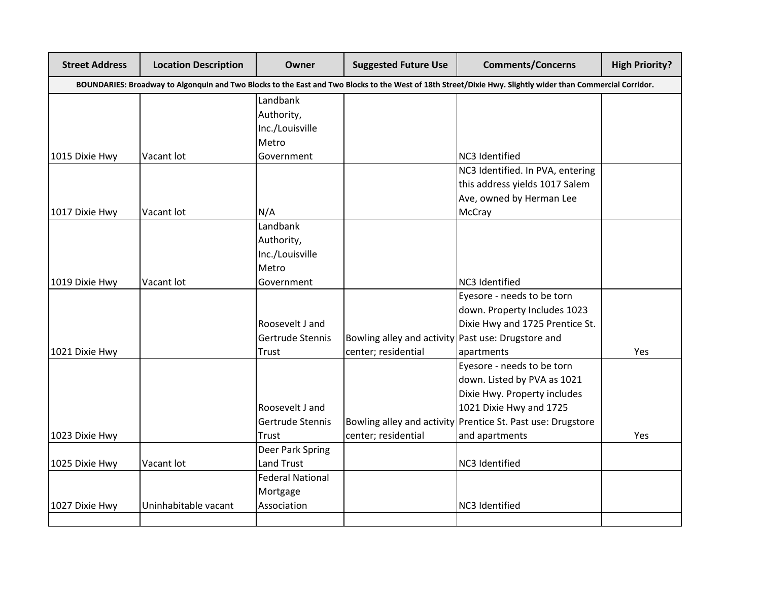| Street Address | Location Description | Owner | Suggested Future Use | Comments/Concerns | High Priority? |
|---|---|---|---|---|---|
| **BOUNDARIES: Broadway to Algonquin and Two Blocks to the East and Two Blocks to the West of 18th Street/Dixie Hwy. Slightly wider than Commercial Corridor.** | | | | | |
| 1015 Dixie Hwy | Vacant lot | Landbank Authority, Inc./Louisville Metro Government | | NC3 Identified | |
| 1017 Dixie Hwy | Vacant lot | N/A | | NC3 Identified. In PVA, entering this address yields 1017 Salem Ave, owned by Herman Lee McCray | |
| 1019 Dixie Hwy | Vacant lot | Landbank Authority, Inc./Louisville Metro Government | | NC3 Identified | |
| 1021 Dixie Hwy | | Roosevelt J and Gertrude Stennis Trust | Bowling alley and activity center; residential | Eyesore - needs to be torn down. Property Includes 1023 Dixie Hwy and 1725 Prentice St. Past use: Drugstore and apartments | Yes |
| 1023 Dixie Hwy | | Roosevelt J and Gertrude Stennis Trust | Bowling alley and activity center; residential | Eyesore - needs to be torn down. Listed by PVA as 1021 Dixie Hwy. Property includes 1021 Dixie Hwy and 1725 Prentice St. Past use: Drugstore and apartments | Yes |
| 1025 Dixie Hwy | Vacant lot | Deer Park Spring Land Trust | | NC3 Identified | |
| 1027 Dixie Hwy | Uninhabitable vacant | Federal National Mortgage Association | | NC3 Identified | |
| | | | | | |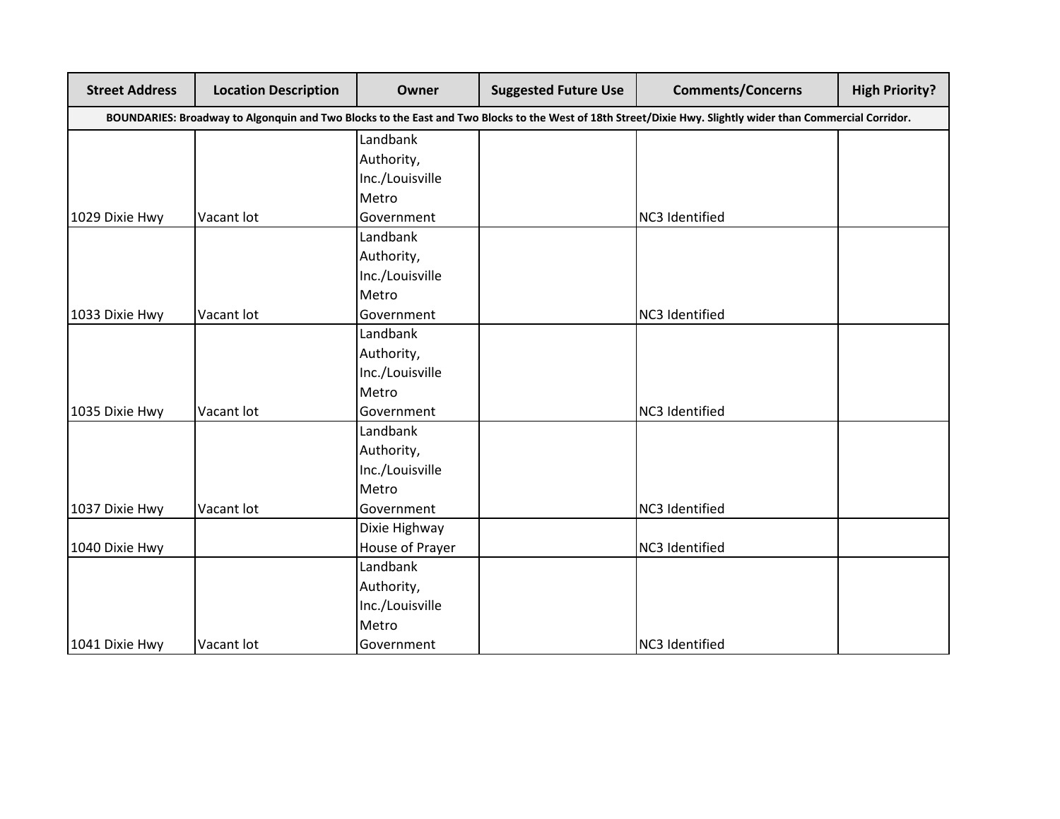| Street Address | Location Description | Owner | Suggested Future Use | Comments/Concerns | High Priority? |
|---|---|---|---|---|---|
| **BOUNDARIES: Broadway to Algonquin and Two Blocks to the East and Two Blocks to the West of 18th Street/Dixie Hwy. Slightly wider than Commercial Corridor.** | | | | | |
| 1029 Dixie Hwy | Vacant lot | Landbank Authority, Inc./Louisville Metro Government | | NC3 Identified | |
| 1033 Dixie Hwy | Vacant lot | Landbank Authority, Inc./Louisville Metro Government | | NC3 Identified | |
| 1035 Dixie Hwy | Vacant lot | Landbank Authority, Inc./Louisville Metro Government | | NC3 Identified | |
| 1037 Dixie Hwy | Vacant lot | Landbank Authority, Inc./Louisville Metro Government | | NC3 Identified | |
| 1040 Dixie Hwy | | Dixie Highway House of Prayer | | NC3 Identified | |
| 1041 Dixie Hwy | Vacant lot | Landbank Authority, Inc./Louisville Metro Government | | NC3 Identified | |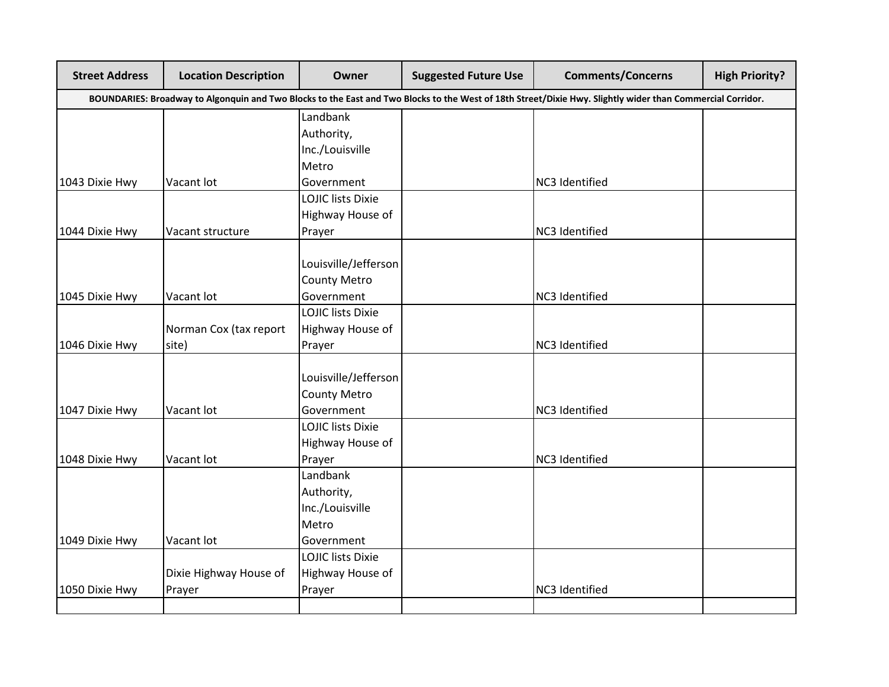| Street Address | Location Description | Owner | Suggested Future Use | Comments/Concerns | High Priority? |
|---|---|---|---|---|---|
| **BOUNDARIES: Broadway to Algonquin and Two Blocks to the East and Two Blocks to the West of 18th Street/Dixie Hwy. Slightly wider than Commercial Corridor.** | | | | | |
| 1043 Dixie Hwy | Vacant lot | Landbank Authority, Inc./Louisville Metro Government | | NC3 Identified | |
| 1044 Dixie Hwy | Vacant structure | LOJIC lists Dixie Highway House of Prayer | | NC3 Identified | |
| 1045 Dixie Hwy | Vacant lot | Louisville/Jefferson County Metro Government | | NC3 Identified | |
| 1046 Dixie Hwy | Norman Cox (tax report site) | LOJIC lists Dixie Highway House of Prayer | | NC3 Identified | |
| 1047 Dixie Hwy | Vacant lot | Louisville/Jefferson County Metro Government | | NC3 Identified | |
| 1048 Dixie Hwy | Vacant lot | LOJIC lists Dixie Highway House of Prayer | | NC3 Identified | |
| 1049 Dixie Hwy | Vacant lot | Landbank Authority, Inc./Louisville Metro Government | | | |
| 1050 Dixie Hwy | Dixie Highway House of Prayer | LOJIC lists Dixie Highway House of Prayer | | NC3 Identified | |
| | | | | | |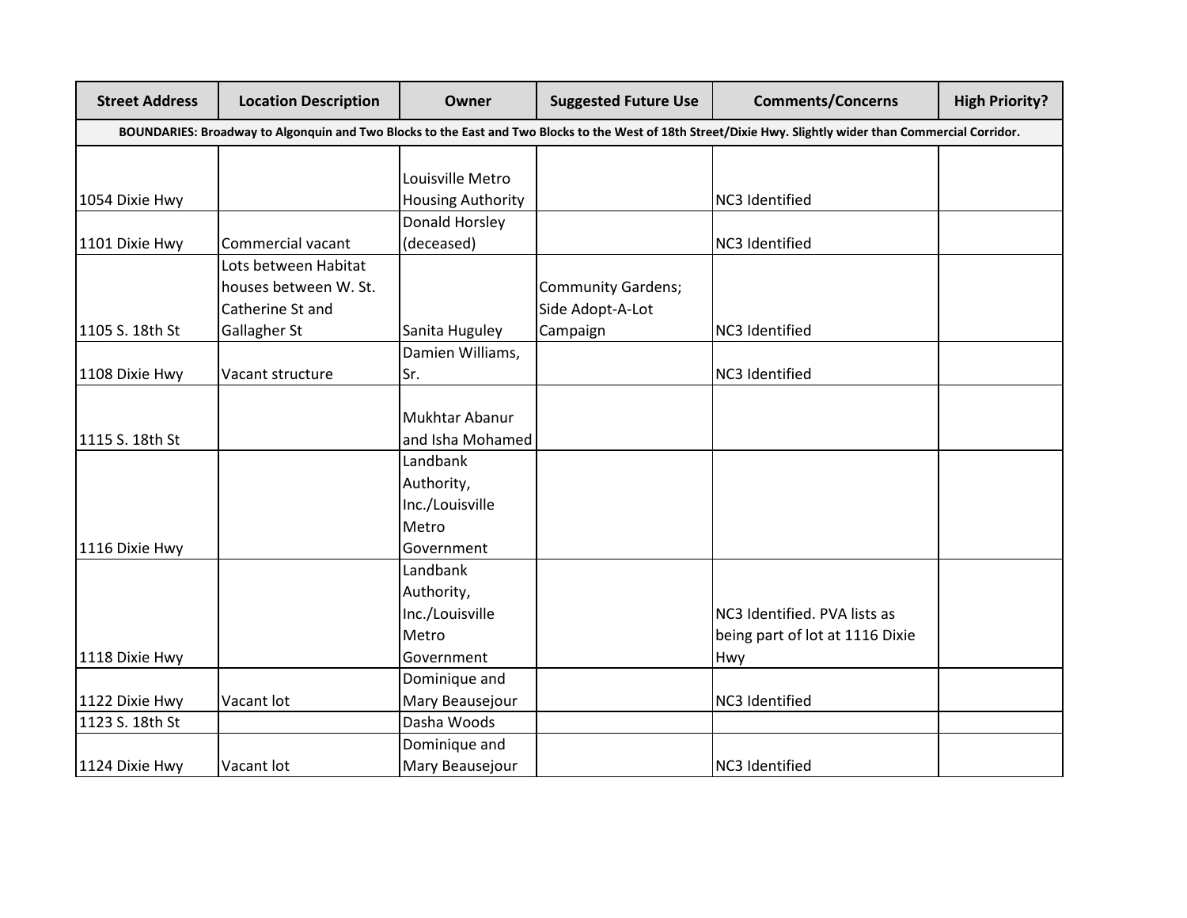| Street Address | Location Description | Owner | Suggested Future Use | Comments/Concerns | High Priority? |
|---|---|---|---|---|---|
| **BOUNDARIES: Broadway to Algonquin and Two Blocks to the East and Two Blocks to the West of 18th Street/Dixie Hwy. Slightly wider than Commercial Corridor.** | | | | | |
| 1054 Dixie Hwy | | Louisville Metro Housing Authority | | NC3 Identified | |
| 1101 Dixie Hwy | Commercial vacant | Donald Horsley (deceased) | | NC3 Identified | |
| 1105 S. 18th St | Lots between Habitat houses between W. St. Catherine St and Gallagher St | Sanita Huguley | Community Gardens; Side Adopt-A-Lot Campaign | NC3 Identified | |
| 1108 Dixie Hwy | Vacant structure | Damien Williams, Sr. | | NC3 Identified | |
| 1115 S. 18th St | | Mukhtar Abanur and Isha Mohamed | | | |
| 1116 Dixie Hwy | | Landbank Authority, Inc./Louisville Metro Government | | | |
| 1118 Dixie Hwy | | Landbank Authority, Inc./Louisville Metro Government | | NC3 Identified. PVA lists as being part of lot at 1116 Dixie Hwy | |
| 1122 Dixie Hwy | Vacant lot | Dominique and Mary Beausejour | | NC3 Identified | |
| 1123 S. 18th St | | Dasha Woods | | | |
| 1124 Dixie Hwy | Vacant lot | Dominique and Mary Beausejour | | NC3 Identified | |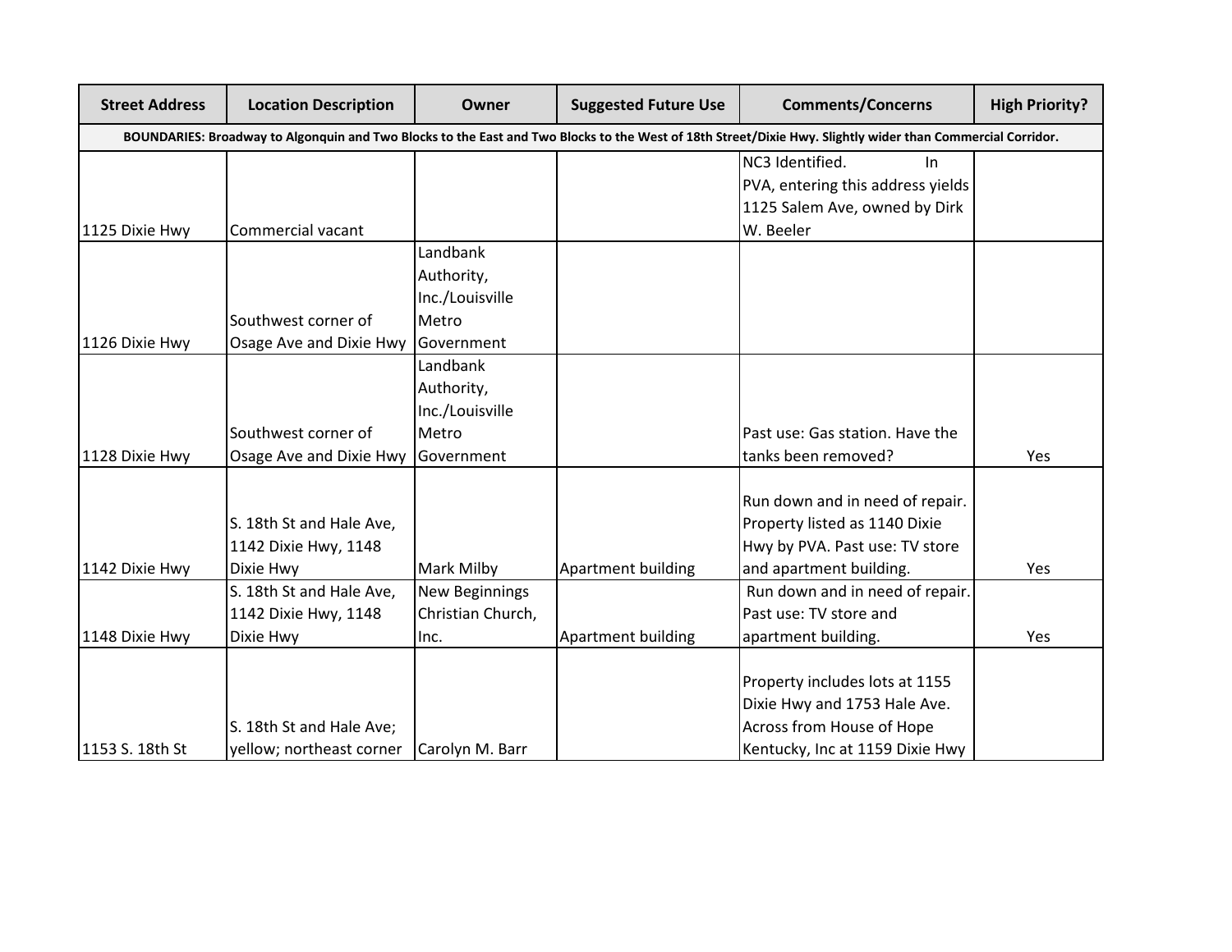| Street Address | Location Description | Owner | Suggested Future Use | Comments/Concerns | High Priority? |
|---|---|---|---|---|---|
| **BOUNDARIES: Broadway to Algonquin and Two Blocks to the East and Two Blocks to the West of 18th Street/Dixie Hwy. Slightly wider than Commercial Corridor.** | | | | | |
| 1125 Dixie Hwy | Commercial vacant | | | NC3 Identified. In PVA, entering this address yields 1125 Salem Ave, owned by Dirk W. Beeler | |
| 1126 Dixie Hwy | Southwest corner of Osage Ave and Dixie Hwy | Landbank Authority, Inc./Louisville Metro Government | | | |
| 1128 Dixie Hwy | Southwest corner of Osage Ave and Dixie Hwy | Landbank Authority, Inc./Louisville Metro Government | | Past use: Gas station. Have the tanks been removed? | Yes |
| 1142 Dixie Hwy | S. 18th St and Hale Ave, 1142 Dixie Hwy, 1148 Dixie Hwy | Mark Milby | Apartment building | Run down and in need of repair. Property listed as 1140 Dixie Hwy by PVA. Past use: TV store and apartment building. | Yes |
| 1148 Dixie Hwy | S. 18th St and Hale Ave, 1142 Dixie Hwy, 1148 Dixie Hwy | New Beginnings Christian Church, Inc. | Apartment building | Run down and in need of repair. Past use: TV store and apartment building. | Yes |
| 1153 S. 18th St | S. 18th St and Hale Ave; yellow; northeast corner | Carolyn M. Barr | | Property includes lots at 1155 Dixie Hwy and 1753 Hale Ave. Across from House of Hope Kentucky, Inc at 1159 Dixie Hwy | |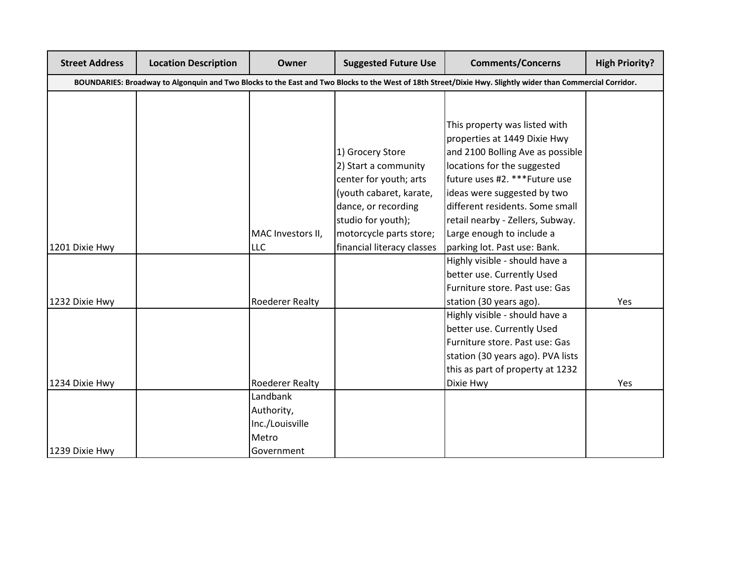| Street Address | Location Description | Owner | Suggested Future Use | Comments/Concerns | High Priority? |
|---|---|---|---|---|---|
| BOUNDARIES: Broadway to Algonquin and Two Blocks to the East and Two Blocks to the West of 18th Street/Dixie Hwy. Slightly wider than Commercial Corridor. | | | | | |
| 1201 Dixie Hwy | | MAC Investors II, LLC | 1) Grocery Store<br>2) Start a community center for youth; arts (youth cabaret, karate, dance, or recording studio for youth); motorcycle parts store; financial literacy classes | This property was listed with properties at 1449 Dixie Hwy and 2100 Bolling Ave as possible locations for the suggested future uses #2. ***Future use ideas were suggested by two different residents. Some small retail nearby - Zellers, Subway. Large enough to include a parking lot. Past use: Bank. | |
| 1232 Dixie Hwy | | Roederer Realty | | Highly visible - should have a better use. Currently Used Furniture store. Past use: Gas station (30 years ago). | Yes |
| 1234 Dixie Hwy | | Roederer Realty | | Highly visible - should have a better use. Currently Used Furniture store. Past use: Gas station (30 years ago). PVA lists this as part of property at 1232 Dixie Hwy | Yes |
| 1239 Dixie Hwy | | Landbank Authority, Inc./Louisville Metro Government | | | |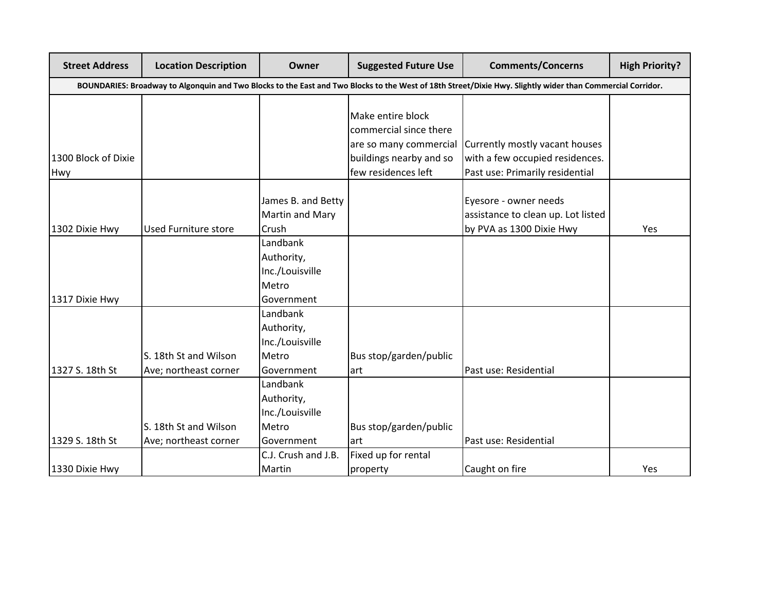| Street Address | Location Description | Owner | Suggested Future Use | Comments/Concerns | High Priority? |
|---|---|---|---|---|---|
| **BOUNDARIES: Broadway to Algonquin and Two Blocks to the East and Two Blocks to the West of 18th Street/Dixie Hwy. Slightly wider than Commercial Corridor.** | | | | | |
| 1300 Block of Dixie Hwy | | | Make entire block commercial since there are so many commercial buildings nearby and so few residences left | Currently mostly vacant houses with a few occupied residences. Past use: Primarily residential | |
| 1302 Dixie Hwy | Used Furniture store | James B. and Betty Martin and Mary Crush | | Eyesore - owner needs assistance to clean up. Lot listed by PVA as 1300 Dixie Hwy | Yes |
| 1317 Dixie Hwy | | Landbank Authority, Inc./Louisville Metro Government | | | |
| 1327 S. 18th St | S. 18th St and Wilson Ave; northeast corner | Landbank Authority, Inc./Louisville Metro Government | Bus stop/garden/public art | Past use: Residential | |
| 1329 S. 18th St | S. 18th St and Wilson Ave; northeast corner | Landbank Authority, Inc./Louisville Metro Government | Bus stop/garden/public art | Past use: Residential | |
| 1330 Dixie Hwy | | C.J. Crush and J.B. Martin | Fixed up for rental property | Caught on fire | Yes |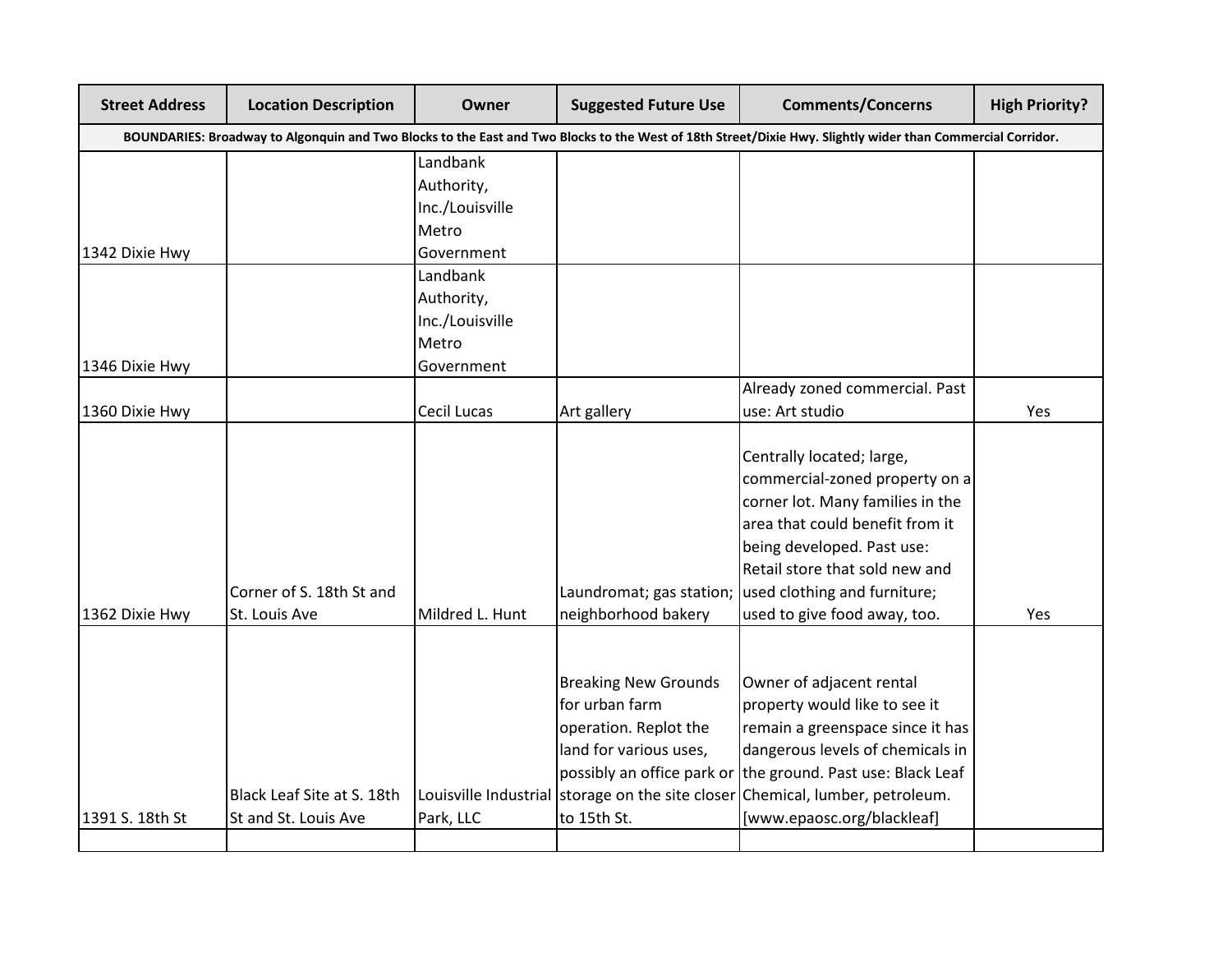| Street Address | Location Description | Owner | Suggested Future Use | Comments/Concerns | High Priority? |
|---|---|---|---|---|---|
| **BOUNDARIES: Broadway to Algonquin and Two Blocks to the East and Two Blocks to the West of 18th Street/Dixie Hwy. Slightly wider than Commercial Corridor.** | | | | | |
| 1342 Dixie Hwy | | Landbank Authority, Inc./Louisville Metro Government | | | |
| 1346 Dixie Hwy | | Landbank Authority, Inc./Louisville Metro Government | | | |
| 1360 Dixie Hwy | | Cecil Lucas | Art gallery | Already zoned commercial. Past use: Art studio | Yes |
| 1362 Dixie Hwy | Corner of S. 18th St and St. Louis Ave | Mildred L. Hunt | Laundromat; gas station; neighborhood bakery | Centrally located; large, commercial-zoned property on a corner lot. Many families in the area that could benefit from it being developed. Past use: Retail store that sold new and used clothing and furniture; used to give food away, too. | Yes |
| 1391 S. 18th St | Black Leaf Site at S. 18th St and St. Louis Ave | Louisville Industrial Park, LLC | Breaking New Grounds for urban farm operation. Replot the land for various uses, possibly an office park or storage on the site closer to 15th St. | Owner of adjacent rental property would like to see it remain a greenspace since it has dangerous levels of chemicals in the ground. Past use: Black Leaf Chemical, lumber, petroleum. [www.epaosc.org/blackleaf] | |
| | | | | | |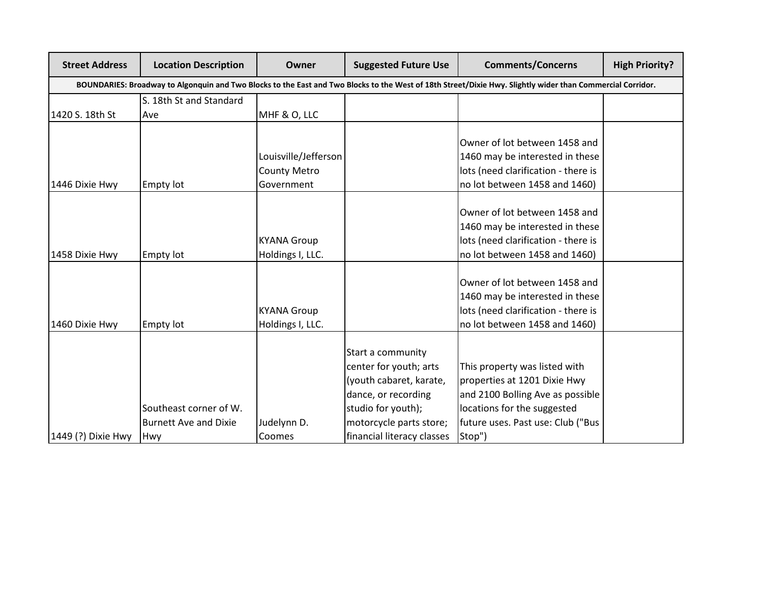| Street Address | Location Description | Owner | Suggested Future Use | Comments/Concerns | High Priority? |
|---|---|---|---|---|---|
| **BOUNDARIES: Broadway to Algonquin and Two Blocks to the East and Two Blocks to the West of 18th Street/Dixie Hwy. Slightly wider than Commercial Corridor.** | | | | | |
| 1420 S. 18th St | S. 18th St and Standard Ave | MHF & O, LLC | | | |
| 1446 Dixie Hwy | Empty lot | Louisville/Jefferson County Metro Government | | Owner of lot between 1458 and 1460 may be interested in these lots (need clarification - there is no lot between 1458 and 1460) | |
| 1458 Dixie Hwy | Empty lot | KYANA Group Holdings I, LLC. | | Owner of lot between 1458 and 1460 may be interested in these lots (need clarification - there is no lot between 1458 and 1460) | |
| 1460 Dixie Hwy | Empty lot | KYANA Group Holdings I, LLC. | | Owner of lot between 1458 and 1460 may be interested in these lots (need clarification - there is no lot between 1458 and 1460) | |
| 1449 (?) Dixie Hwy | Southeast corner of W. Burnett Ave and Dixie Hwy | Judelynn D. Coomes | Start a community center for youth; arts (youth cabaret, karate, dance, or recording studio for youth); motorcycle parts store; financial literacy classes | This property was listed with properties at 1201 Dixie Hwy and 2100 Bolling Ave as possible locations for the suggested future uses. Past use: Club ("Bus Stop") | |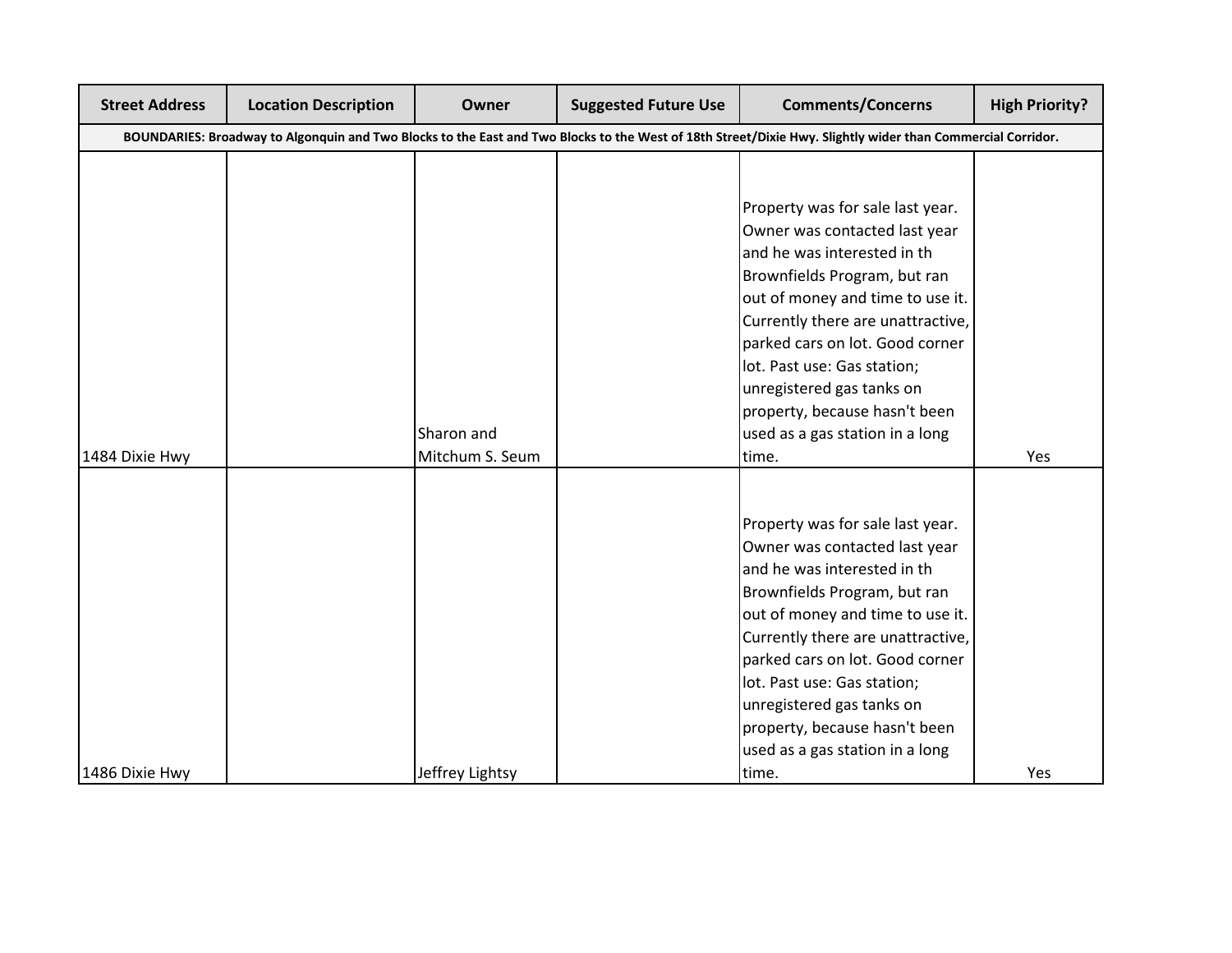| Street Address | Location Description | Owner | Suggested Future Use | Comments/Concerns | High Priority? |
|---|---|---|---|---|---|
| **BOUNDARIES: Broadway to Algonquin and Two Blocks to the East and Two Blocks to the West of 18th Street/Dixie Hwy. Slightly wider than Commercial Corridor.** | | | | | |
| 1484 Dixie Hwy | | Sharon and Mitchum S. Seum | | Property was for sale last year. Owner was contacted last year and he was interested in th Brownfields Program, but ran out of money and time to use it. Currently there are unattractive, parked cars on lot. Good corner lot. Past use: Gas station; unregistered gas tanks on property, because hasn't been used as a gas station in a long time. | Yes |
| 1486 Dixie Hwy | | Jeffrey Lightsy | | Property was for sale last year. Owner was contacted last year and he was interested in th Brownfields Program, but ran out of money and time to use it. Currently there are unattractive, parked cars on lot. Good corner lot. Past use: Gas station; unregistered gas tanks on property, because hasn't been used as a gas station in a long time. | Yes |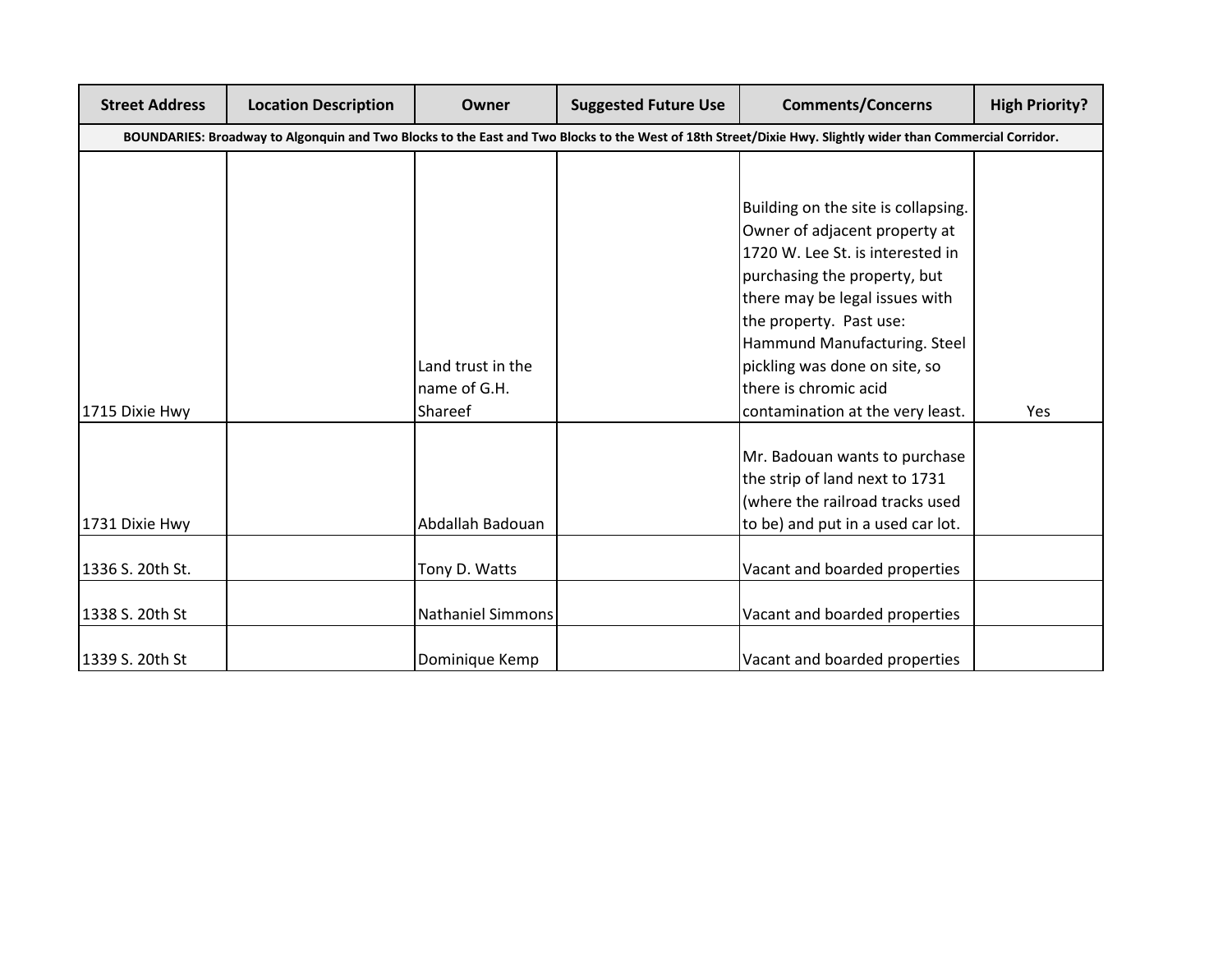| Street Address | Location Description | Owner | Suggested Future Use | Comments/Concerns | High Priority? |
|---|---|---|---|---|---|
| **BOUNDARIES: Broadway to Algonquin and Two Blocks to the East and Two Blocks to the West of 18th Street/Dixie Hwy. Slightly wider than Commercial Corridor.** | | | | | |
| 1715 Dixie Hwy | | Land trust in the name of G.H. Shareef | | Building on the site is collapsing. Owner of adjacent property at 1720 W. Lee St. is interested in purchasing the property, but there may be legal issues with the property. Past use: Hammund Manufacturing. Steel pickling was done on site, so there is chromic acid contamination at the very least. | Yes |
| 1731 Dixie Hwy | | Abdallah Badouan | | Mr. Badouan wants to purchase the strip of land next to 1731 (where the railroad tracks used to be) and put in a used car lot. | |
| 1336 S. 20th St. | | Tony D. Watts | | Vacant and boarded properties | |
| 1338 S. 20th St | | Nathaniel Simmons | | Vacant and boarded properties | |
| 1339 S. 20th St | | Dominique Kemp | | Vacant and boarded properties | |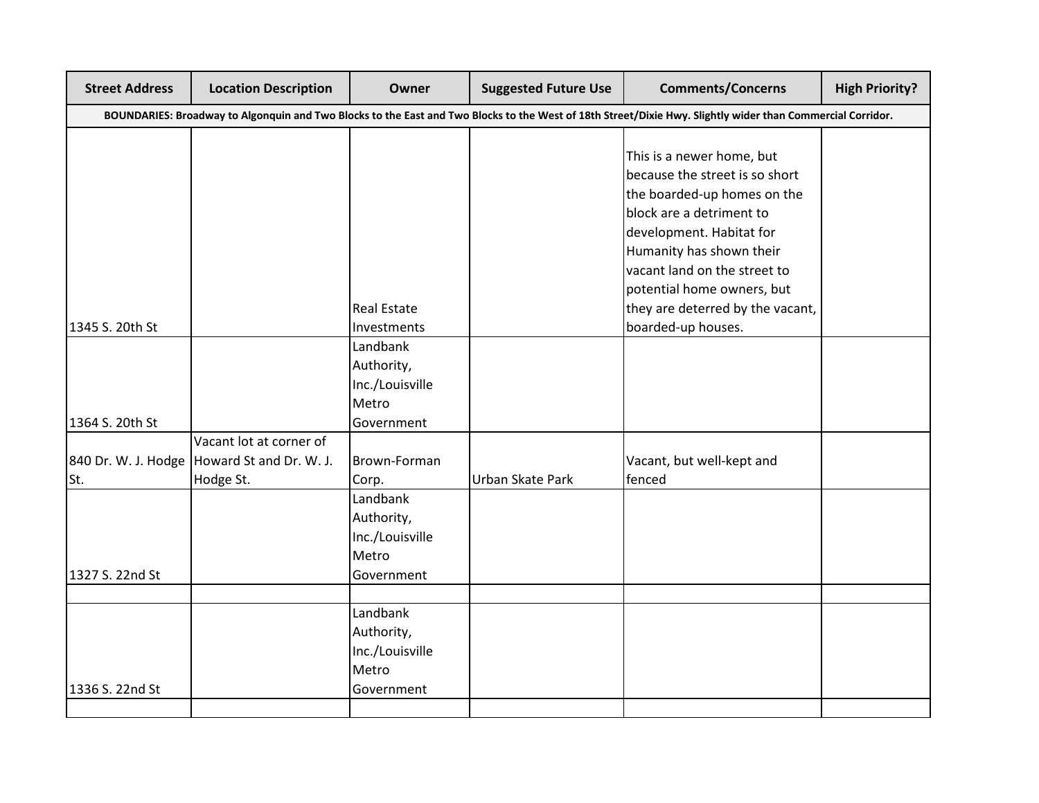| Street Address | Location Description | Owner | Suggested Future Use | Comments/Concerns | High Priority? |
| --- | --- | --- | --- | --- | --- |
| **BOUNDARIES: Broadway to Algonquin and Two Blocks to the East and Two Blocks to the West of 18th Street/Dixie Hwy. Slightly wider than Commercial Corridor.** | | | | | |
| 1345 S. 20th St | | Real Estate Investments | | This is a newer home, but because the street is so short the boarded-up homes on the block are a detriment to development. Habitat for Humanity has shown their vacant land on the street to potential home owners, but they are deterred by the vacant, boarded-up houses. | |
| 1364 S. 20th St | | Landbank Authority, Inc./Louisville Metro Government | | | |
| 840 Dr. W. J. Hodge St. | Vacant lot at corner of Howard St and Dr. W. J. Hodge St. | Brown-Forman Corp. | Urban Skate Park | Vacant, but well-kept and fenced | |
| 1327 S. 22nd St | | Landbank Authority, Inc./Louisville Metro Government | | | |
| | | | | | |
| 1336 S. 22nd St | | Landbank Authority, Inc./Louisville Metro Government | | | |
| | | | | | |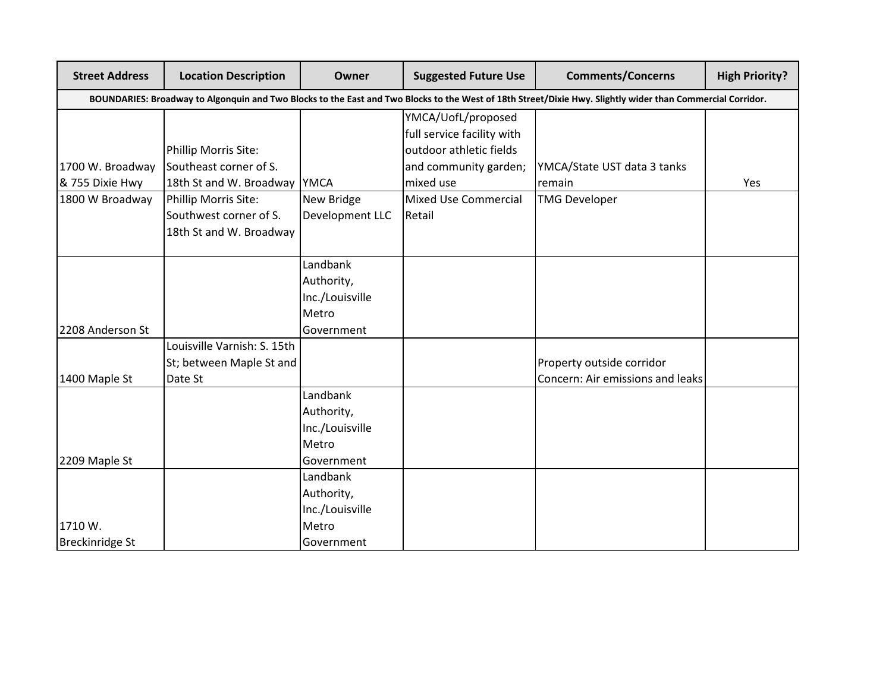| Street Address | Location Description | Owner | Suggested Future Use | Comments/Concerns | High Priority? |
|---|---|---|---|---|---|
| **BOUNDARIES: Broadway to Algonquin and Two Blocks to the East and Two Blocks to the West of 18th Street/Dixie Hwy. Slightly wider than Commercial Corridor.** | | | | | |
| 1700 W. Broadway & 755 Dixie Hwy | Phillip Morris Site: Southeast corner of S. 18th St and W. Broadway | YMCA | YMCA/UofL/proposed full service facility with outdoor athletic fields and community garden; mixed use | YMCA/State UST data 3 tanks remain | Yes |
| 1800 W Broadway | Phillip Morris Site: Southwest corner of S. 18th St and W. Broadway | New Bridge Development LLC | Mixed Use Commercial Retail | TMG Developer | |
| 2208 Anderson St | | Landbank Authority, Inc./Louisville Metro Government | | | |
| 1400 Maple St | Louisville Varnish: S. 15th St; between Maple St and Date St | | | Property outside corridor Concern: Air emissions and leaks | |
| 2209 Maple St | | Landbank Authority, Inc./Louisville Metro Government | | | |
| 1710 W. Breckinridge St | | Landbank Authority, Inc./Louisville Metro Government | | | |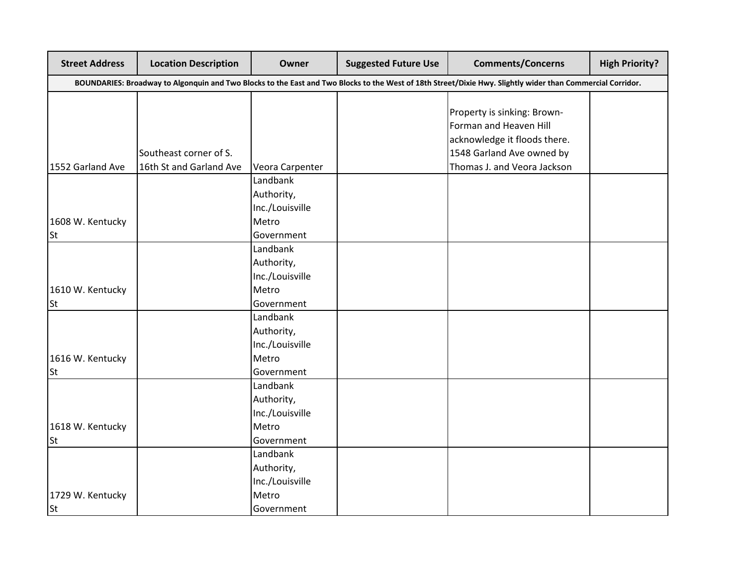| Street Address | Location Description | Owner | Suggested Future Use | Comments/Concerns | High Priority? |
|---|---|---|---|---|---|
| **BOUNDARIES: Broadway to Algonquin and Two Blocks to the East and Two Blocks to the West of 18th Street/Dixie Hwy. Slightly wider than Commercial Corridor.** | | | | | |
| 1552 Garland Ave | Southeast corner of S. 16th St and Garland Ave | Veora Carpenter | | Property is sinking: Brown-Forman and Heaven Hill acknowledge it floods there. 1548 Garland Ave owned by Thomas J. and Veora Jackson | |
| 1608 W. Kentucky St | | Landbank Authority, Inc./Louisville Metro Government | | | |
| 1610 W. Kentucky St | | Landbank Authority, Inc./Louisville Metro Government | | | |
| 1616 W. Kentucky St | | Landbank Authority, Inc./Louisville Metro Government | | | |
| 1618 W. Kentucky St | | Landbank Authority, Inc./Louisville Metro Government | | | |
| 1729 W. Kentucky St | | Landbank Authority, Inc./Louisville Metro Government | | | |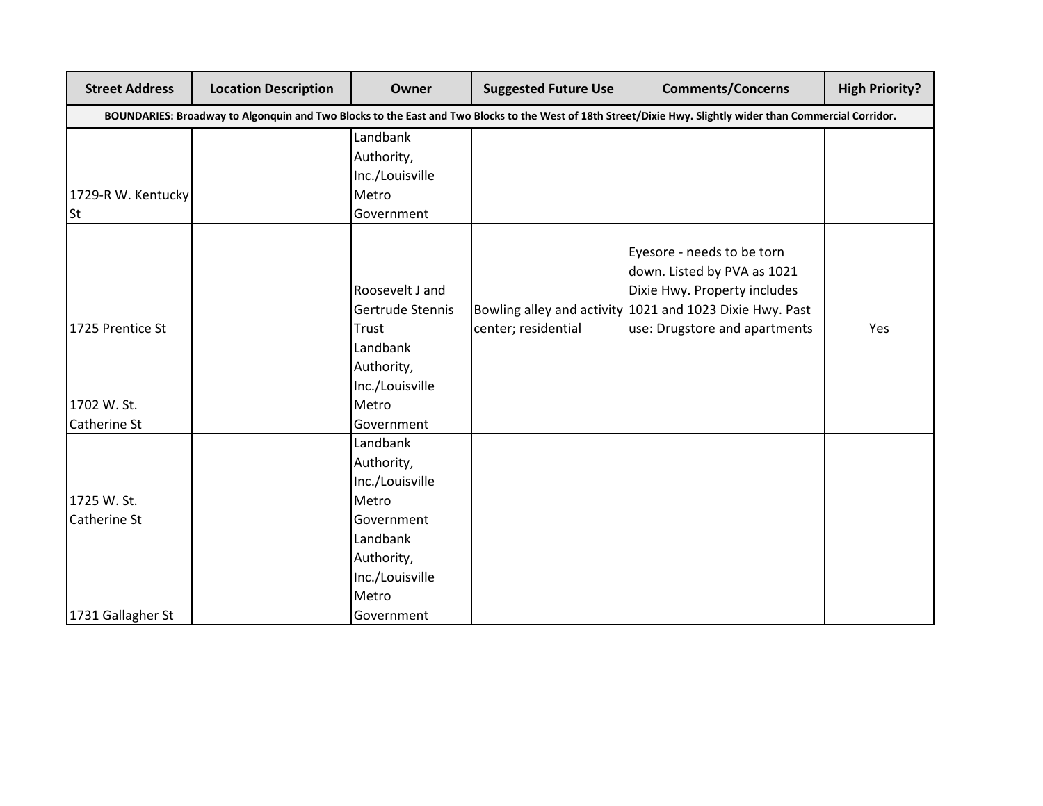| Street Address | Location Description | Owner | Suggested Future Use | Comments/Concerns | High Priority? |
| --- | --- | --- | --- | --- | --- |
| **BOUNDARIES: Broadway to Algonquin and Two Blocks to the East and Two Blocks to the West of 18th Street/Dixie Hwy. Slightly wider than Commercial Corridor.** | | | | | |
| 1729-R W. Kentucky St | | Landbank Authority, Inc./Louisville Metro Government | | | |
| 1725 Prentice St | | Roosevelt J and Gertrude Stennis Trust | Bowling alley and activity center; residential | Eyesore - needs to be torn down. Listed by PVA as 1021 Dixie Hwy. Property includes 1021 and 1023 Dixie Hwy. Past use: Drugstore and apartments | Yes |
| 1702 W. St. Catherine St | | Landbank Authority, Inc./Louisville Metro Government | | | |
| 1725 W. St. Catherine St | | Landbank Authority, Inc./Louisville Metro Government | | | |
| 1731 Gallagher St | | Landbank Authority, Inc./Louisville Metro Government | | | |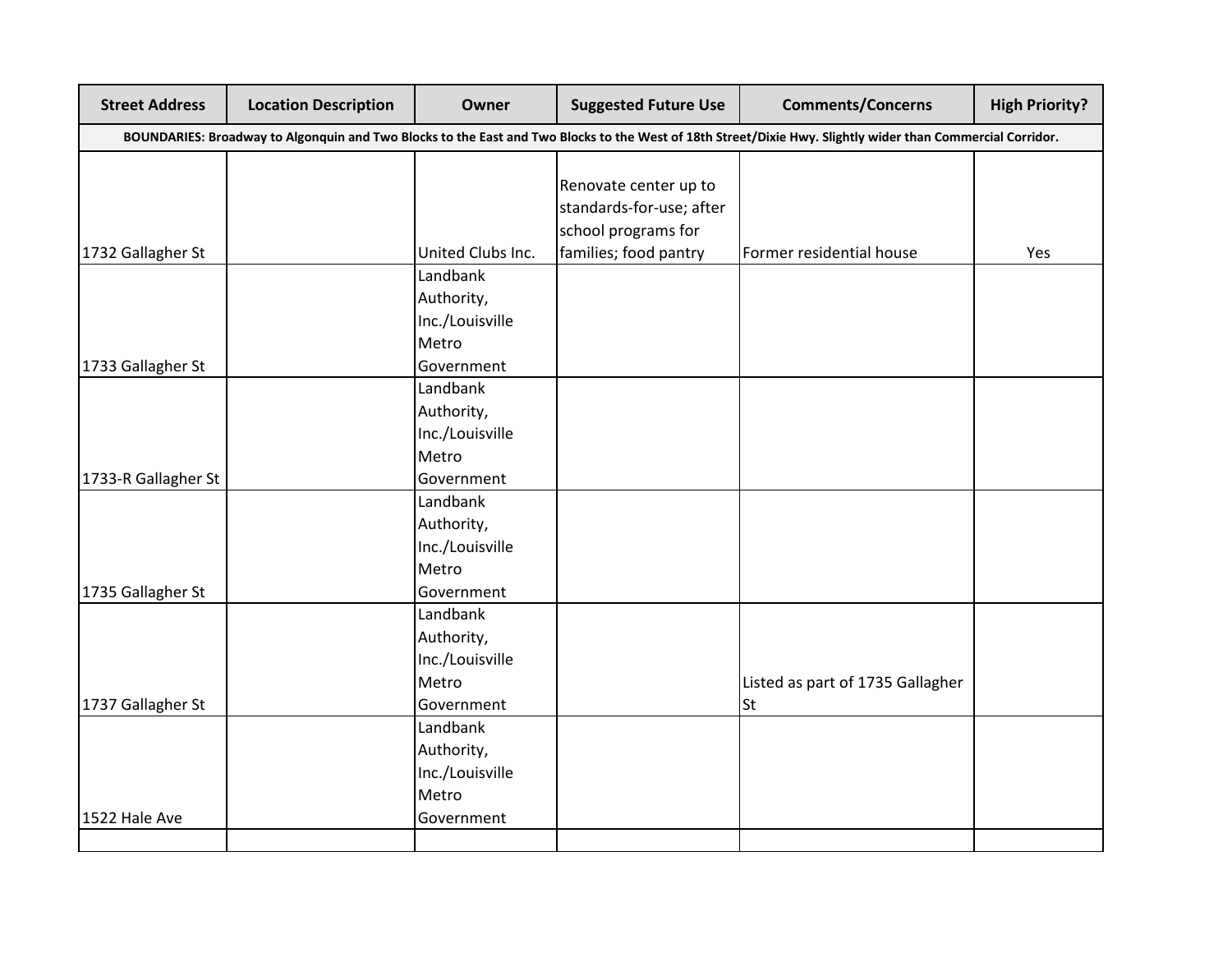| Street Address | Location Description | Owner | Suggested Future Use | Comments/Concerns | High Priority? |
|---|---|---|---|---|---|
| **BOUNDARIES: Broadway to Algonquin and Two Blocks to the East and Two Blocks to the West of 18th Street/Dixie Hwy. Slightly wider than Commercial Corridor.** | | | | | |
| 1732 Gallagher St | | United Clubs Inc. | Renovate center up to standards-for-use; after school programs for families; food pantry | Former residential house | Yes |
| 1733 Gallagher St | | Landbank Authority, Inc./Louisville Metro Government | | | |
| 1733-R Gallagher St | | Landbank Authority, Inc./Louisville Metro Government | | | |
| 1735 Gallagher St | | Landbank Authority, Inc./Louisville Metro Government | | | |
| 1737 Gallagher St | | Landbank Authority, Inc./Louisville Metro Government | | Listed as part of 1735 Gallagher St | |
| 1522 Hale Ave | | Landbank Authority, Inc./Louisville Metro Government | | | |
| | | | | | |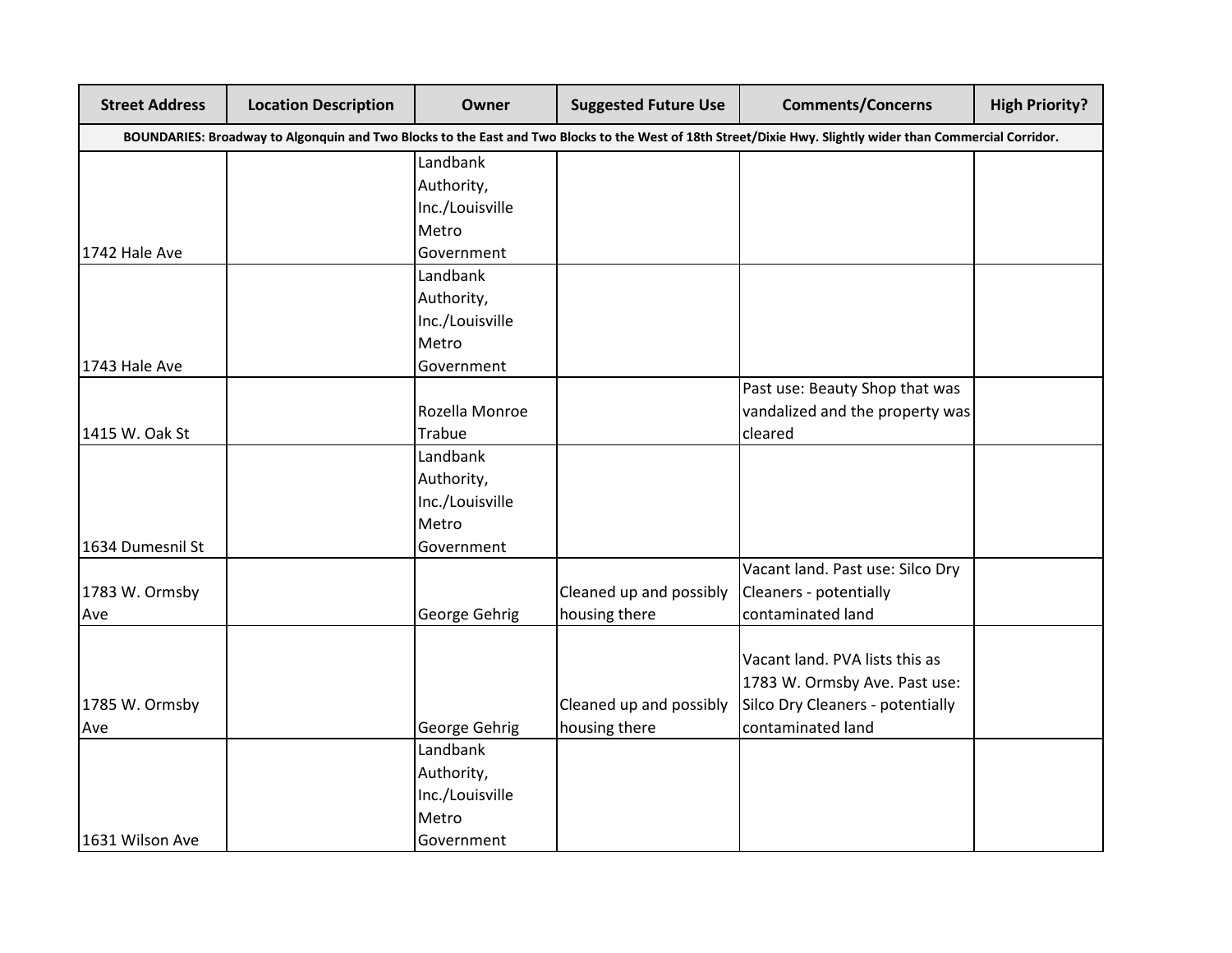| Street Address | Location Description | Owner | Suggested Future Use | Comments/Concerns | High Priority? |
|---|---|---|---|---|---|
| **BOUNDARIES: Broadway to Algonquin and Two Blocks to the East and Two Blocks to the West of 18th Street/Dixie Hwy. Slightly wider than Commercial Corridor.** | | | | | |
| 1742 Hale Ave | | Landbank Authority, Inc./Louisville Metro Government | | | |
| 1743 Hale Ave | | Landbank Authority, Inc./Louisville Metro Government | | | |
| 1415 W. Oak St | | Rozella Monroe Trabue | | Past use: Beauty Shop that was vandalized and the property was cleared | |
| 1634 Dumesnil St | | Landbank Authority, Inc./Louisville Metro Government | | | |
| 1783 W. Ormsby Ave | | George Gehrig | Cleaned up and possibly housing there | Vacant land. Past use: Silco Dry Cleaners - potentially contaminated land | |
| 1785 W. Ormsby Ave | | George Gehrig | Cleaned up and possibly housing there | Vacant land. PVA lists this as 1783 W. Ormsby Ave. Past use: Silco Dry Cleaners - potentially contaminated land | |
| 1631 Wilson Ave | | Landbank Authority, Inc./Louisville Metro Government | | | |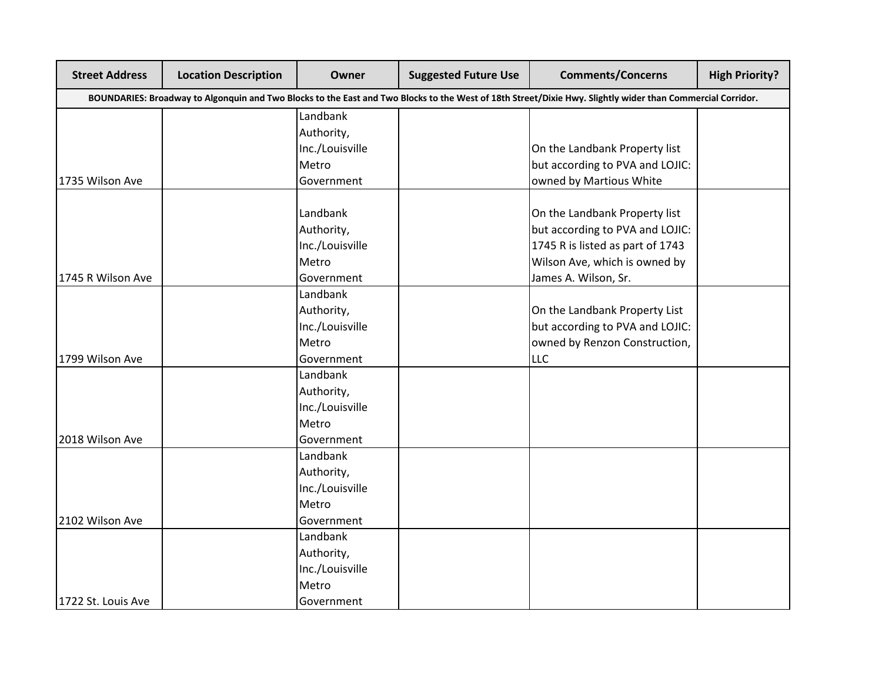| Street Address | Location Description | Owner | Suggested Future Use | Comments/Concerns | High Priority? |
|---|---|---|---|---|---|
| **BOUNDARIES: Broadway to Algonquin and Two Blocks to the East and Two Blocks to the West of 18th Street/Dixie Hwy. Slightly wider than Commercial Corridor.** | | | | | |
| 1735 Wilson Ave | | Landbank Authority, Inc./Louisville Metro Government | | On the Landbank Property list but according to PVA and LOJIC: owned by Martious White | |
| 1745 R Wilson Ave | | Landbank Authority, Inc./Louisville Metro Government | | On the Landbank Property list but according to PVA and LOJIC: 1745 R is listed as part of 1743 Wilson Ave, which is owned by James A. Wilson, Sr. | |
| 1799 Wilson Ave | | Landbank Authority, Inc./Louisville Metro Government | | On the Landbank Property List but according to PVA and LOJIC: owned by Renzon Construction, LLC | |
| 2018 Wilson Ave | | Landbank Authority, Inc./Louisville Metro Government | | | |
| 2102 Wilson Ave | | Landbank Authority, Inc./Louisville Metro Government | | | |
| 1722 St. Louis Ave | | Landbank Authority, Inc./Louisville Metro Government | | | |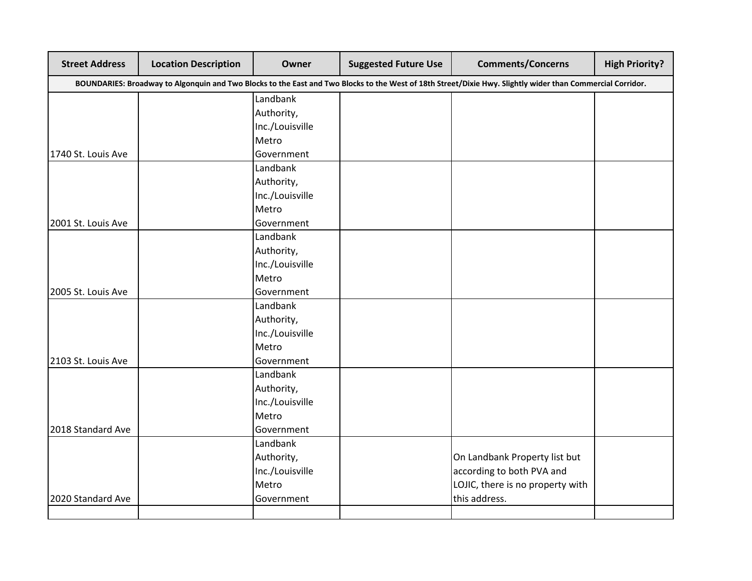| Street Address | Location Description | Owner | Suggested Future Use | Comments/Concerns | High Priority? |
|---|---|---|---|---|---|
| **BOUNDARIES: Broadway to Algonquin and Two Blocks to the East and Two Blocks to the West of 18th Street/Dixie Hwy. Slightly wider than Commercial Corridor.** | | | | | |
| 1740 St. Louis Ave | | Landbank Authority, Inc./Louisville Metro Government | | | |
| 2001 St. Louis Ave | | Landbank Authority, Inc./Louisville Metro Government | | | |
| 2005 St. Louis Ave | | Landbank Authority, Inc./Louisville Metro Government | | | |
| 2103 St. Louis Ave | | Landbank Authority, Inc./Louisville Metro Government | | | |
| 2018 Standard Ave | | Landbank Authority, Inc./Louisville Metro Government | | | |
| 2020 Standard Ave | | Landbank Authority, Inc./Louisville Metro Government | | On Landbank Property list but according to both PVA and LOJIC, there is no property with this address. | |
| | | | | | |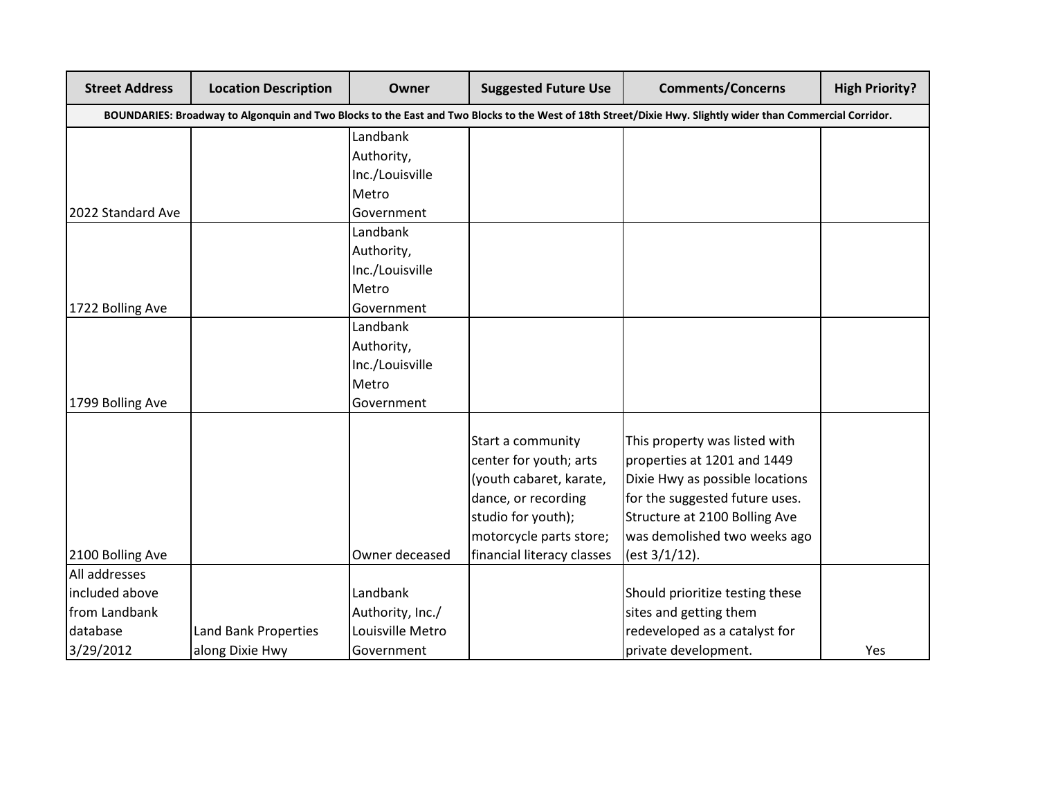| Street Address | Location Description | Owner | Suggested Future Use | Comments/Concerns | High Priority? |
|---|---|---|---|---|---|
| **BOUNDARIES: Broadway to Algonquin and Two Blocks to the East and Two Blocks to the West of 18th Street/Dixie Hwy. Slightly wider than Commercial Corridor.** | | | | | |
| 2022 Standard Ave | | Landbank Authority, Inc./Louisville Metro Government | | | |
| 1722 Bolling Ave | | Landbank Authority, Inc./Louisville Metro Government | | | |
| 1799 Bolling Ave | | Landbank Authority, Inc./Louisville Metro Government | | | |
| 2100 Bolling Ave | | Owner deceased | Start a community center for youth; arts (youth cabaret, karate, dance, or recording studio for youth); motorcycle parts store; financial literacy classes | This property was listed with properties at 1201 and 1449 Dixie Hwy as possible locations for the suggested future uses. Structure at 2100 Bolling Ave was demolished two weeks ago (est 3/1/12). | |
| All addresses included above from Landbank database 3/29/2012 | Land Bank Properties along Dixie Hwy | Landbank Authority, Inc./ Louisville Metro Government | | Should prioritize testing these sites and getting them redeveloped as a catalyst for private development. | Yes |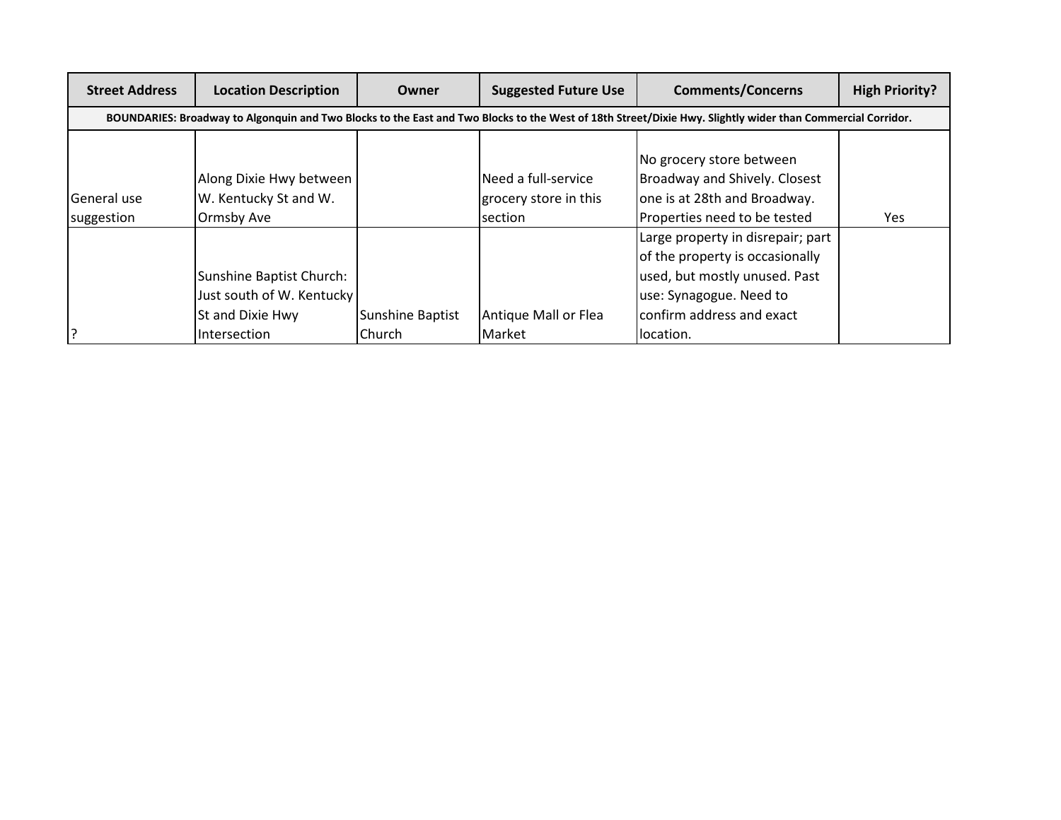| Street Address | Location Description | Owner | Suggested Future Use | Comments/Concerns | High Priority? |
|---|---|---|---|---|---|
| **BOUNDARIES: Broadway to Algonquin and Two Blocks to the East and Two Blocks to the West of 18th Street/Dixie Hwy. Slightly wider than Commercial Corridor.** | | | | | |
| General use suggestion | Along Dixie Hwy between W. Kentucky St and W. Ormsby Ave | | Need a full-service grocery store in this section | No grocery store between Broadway and Shively. Closest one is at 28th and Broadway. Properties need to be tested | Yes |
| ? | Sunshine Baptist Church: Just south of W. Kentucky St and Dixie Hwy Intersection | Sunshine Baptist Church | Antique Mall or Flea Market | Large property in disrepair; part of the property is occasionally used, but mostly unused. Past use: Synagogue. Need to confirm address and exact location. | |